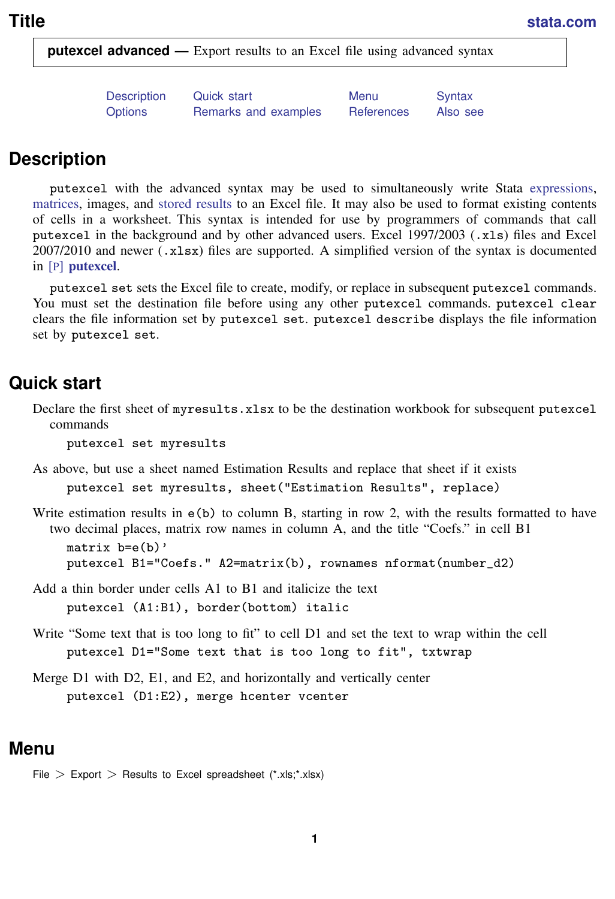# Title

**putexcel advanced** — Export results to an Excel file using advanced syntax

Description    Quick start    Menu    Syntax
Options    Remarks and examples    References    Also see

## Description

putexcel with the advanced syntax may be used to simultaneously write Stata expressions, matrices, images, and stored results to an Excel file. It may also be used to format existing contents of cells in a worksheet. This syntax is intended for use by programmers of commands that call putexcel in the background and by other advanced users. Excel 1997/2003 (.xls) files and Excel 2007/2010 and newer (.xlsx) files are supported. A simplified version of the syntax is documented in [P] **putexcel**.

putexcel set sets the Excel file to create, modify, or replace in subsequent putexcel commands. You must set the destination file before using any other putexcel commands. putexcel clear clears the file information set by putexcel set. putexcel describe displays the file information set by putexcel set.

## Quick start

Declare the first sheet of myresults.xlsx to be the destination workbook for subsequent putexcel commands

```
putexcel set myresults
```

As above, but use a sheet named Estimation Results and replace that sheet if it exists

```
putexcel set myresults, sheet("Estimation Results", replace)
```

Write estimation results in e(b) to column B, starting in row 2, with the results formatted to have two decimal places, matrix row names in column A, and the title "Coefs." in cell B1

```
matrix b=e(b)'
putexcel B1="Coefs." A2=matrix(b), rownames nformat(number_d2)
```

Add a thin border under cells A1 to B1 and italicize the text

```
putexcel (A1:B1), border(bottom) italic
```

Write "Some text that is too long to fit" to cell D1 and set the text to wrap within the cell

```
putexcel D1="Some text that is too long to fit", txtwrap
```

Merge D1 with D2, E1, and E2, and horizontally and vertically center

```
putexcel (D1:E2), merge hcenter vcenter
```

## Menu

File > Export > Results to Excel spreadsheet (*.xls;*.xlsx)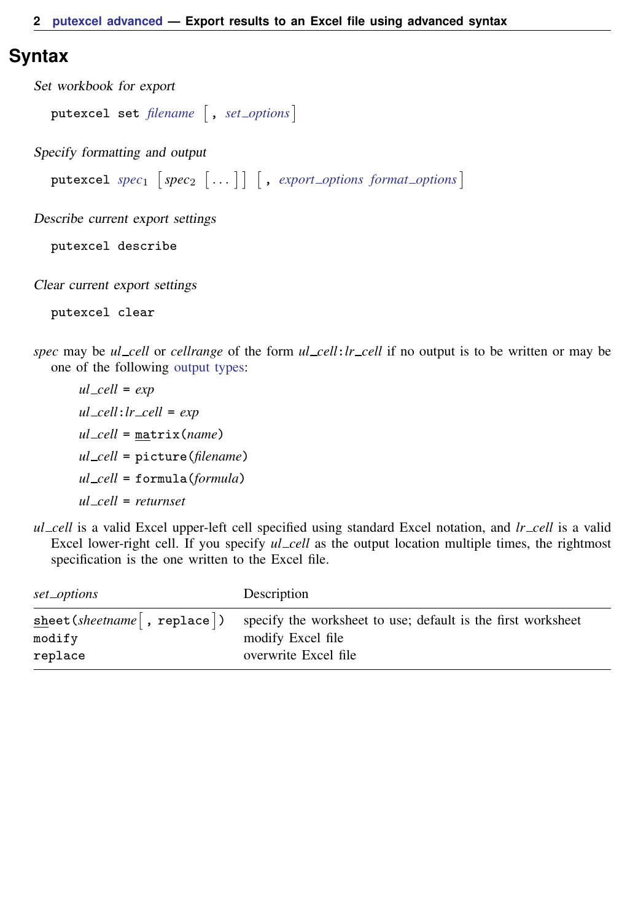## Syntax

*Set workbook for export*

```
putexcel set filename [, set_options]
```

*Specify formatting and output*

```
putexcel spec1 [spec2 [...]] [, export_options format_options]
```

*Describe current export settings*

```
putexcel describe
```

*Clear current export settings*

```
putexcel clear
```

*spec* may be *ul_cell* or *cellrange* of the form *ul_cell*:*lr_cell* if no output is to be written or may be one of the following output types:

*ul_cell* = *exp*

*ul_cell*:*lr_cell* = *exp*

*ul_cell* = matrix(*name*)

*ul_cell* = picture(*filename*)

*ul_cell* = formula(*formula*)

*ul_cell* = *returnset*

*ul_cell* is a valid Excel upper-left cell specified using standard Excel notation, and *lr_cell* is a valid Excel lower-right cell. If you specify *ul_cell* as the output location multiple times, the rightmost specification is the one written to the Excel file.

| *set_options* | Description |
|---|---|
| sheet(*sheetname* [, replace]) | specify the worksheet to use; default is the first worksheet |
| modify | modify Excel file |
| replace | overwrite Excel file |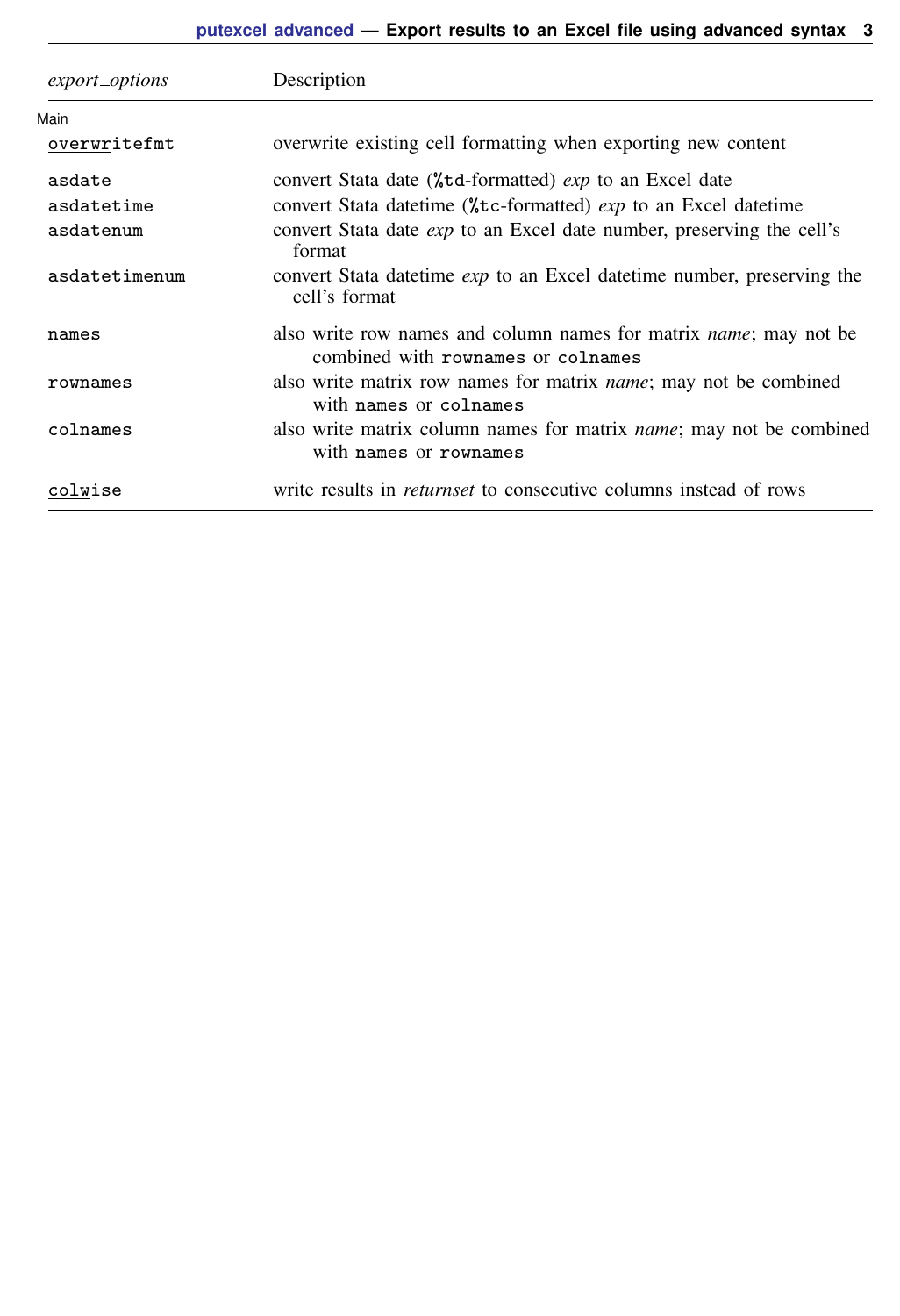| *export_options* | Description |
|---|---|
| Main | |
| overwritefmt | overwrite existing cell formatting when exporting new content |
| asdate | convert Stata date (%td-formatted) *exp* to an Excel date |
| asdatetime | convert Stata datetime (%tc-formatted) *exp* to an Excel datetime |
| asdatenum | convert Stata date *exp* to an Excel date number, preserving the cell's format |
| asdatetimenum | convert Stata datetime *exp* to an Excel datetime number, preserving the cell's format |
| names | also write row names and column names for matrix *name*; may not be combined with rownames or colnames |
| rownames | also write matrix row names for matrix *name*; may not be combined with names or colnames |
| colnames | also write matrix column names for matrix *name*; may not be combined with names or rownames |
| colwise | write results in *returnset* to consecutive columns instead of rows |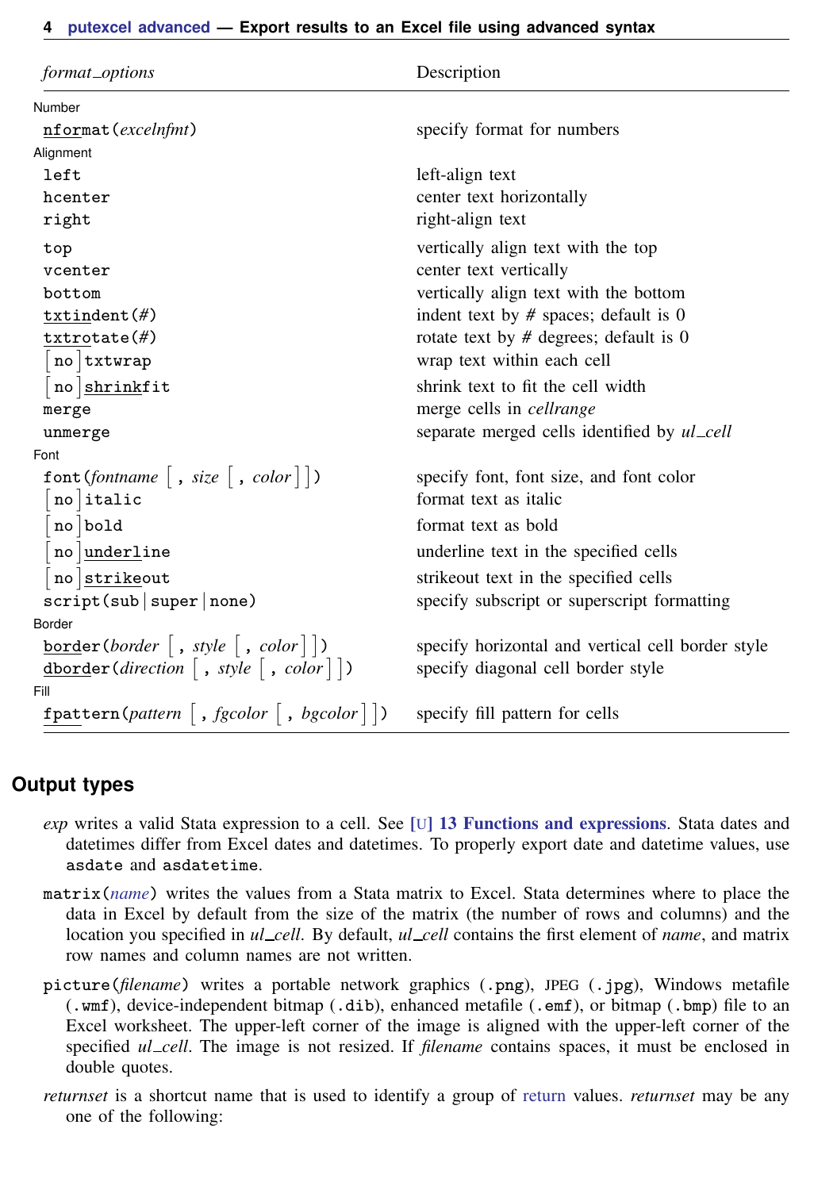| *format_options* | Description |
|---|---|
| Number | |
| nformat(*excelnfmt*) | specify format for numbers |
| Alignment | |
| left | left-align text |
| hcenter | center text horizontally |
| right | right-align text |
| top | vertically align text with the top |
| vcenter | center text vertically |
| bottom | vertically align text with the bottom |
| txtindent(#) | indent text by # spaces; default is 0 |
| txtrotate(#) | rotate text by # degrees; default is 0 |
| [no]txtwrap | wrap text within each cell |
| [no]shrinkfit | shrink text to fit the cell width |
| merge | merge cells in *cellrange* |
| unmerge | separate merged cells identified by *ul_cell* |
| Font | |
| font(*fontname* [, *size* [, *color*]]) | specify font, font size, and font color |
| [no]italic | format text as italic |
| [no]bold | format text as bold |
| [no]underline | underline text in the specified cells |
| [no]strikeout | strikeout text in the specified cells |
| script(sub \| super \| none) | specify subscript or superscript formatting |
| Border | |
| border(*border* [, *style* [, *color*]]) | specify horizontal and vertical cell border style |
| dborder(*direction* [, *style* [, *color*]]) | specify diagonal cell border style |
| Fill | |
| fpattern(*pattern* [, *fgcolor* [, *bgcolor*]]) | specify fill pattern for cells |

## Output types

*exp* writes a valid Stata expression to a cell. See [U] **13 Functions and expressions**. Stata dates and datetimes differ from Excel dates and datetimes. To properly export date and datetime values, use `asdate` and `asdatetime`.

`matrix(`*name*`)` writes the values from a Stata matrix to Excel. Stata determines where to place the data in Excel by default from the size of the matrix (the number of rows and columns) and the location you specified in *ul_cell*. By default, *ul_cell* contains the first element of *name*, and matrix row names and column names are not written.

`picture(`*filename*`)` writes a portable network graphics (.png), JPEG (.jpg), Windows metafile (.wmf), device-independent bitmap (.dib), enhanced metafile (.emf), or bitmap (.bmp) file to an Excel worksheet. The upper-left corner of the image is aligned with the upper-left corner of the specified *ul_cell*. The image is not resized. If *filename* contains spaces, it must be enclosed in double quotes.

*returnset* is a shortcut name that is used to identify a group of return values. *returnset* may be any one of the following: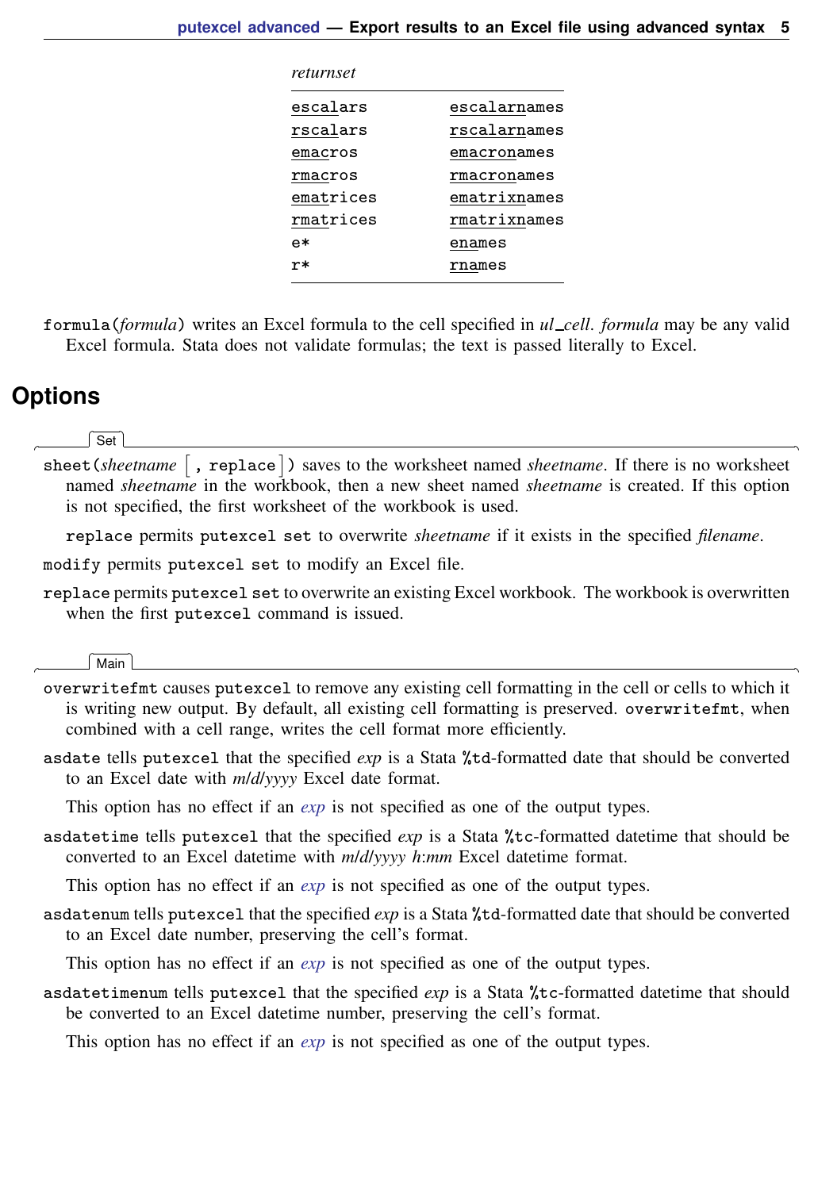*returnset*

| | |
|---|---|
| escalars | escalarnames |
| rscalars | rscalarnames |
| emacros | emacronames |
| rmacros | rmacronames |
| ematrices | ematrixnames |
| rmatrices | rmatrixnames |
| e* | enames |
| r* | rnames |

`formula(`*formula*`)` writes an Excel formula to the cell specified in *ul_cell*. *formula* may be any valid Excel formula. Stata does not validate formulas; the text is passed literally to Excel.

## Options

**Set**

`sheet(`*sheetname* [`, replace`]`)` saves to the worksheet named *sheetname*. If there is no worksheet named *sheetname* in the workbook, then a new sheet named *sheetname* is created. If this option is not specified, the first worksheet of the workbook is used.

`replace` permits `putexcel set` to overwrite *sheetname* if it exists in the specified *filename*.

`modify` permits `putexcel set` to modify an Excel file.

`replace` permits `putexcel set` to overwrite an existing Excel workbook. The workbook is overwritten when the first `putexcel` command is issued.

**Main**

`overwritefmt` causes `putexcel` to remove any existing cell formatting in the cell or cells to which it is writing new output. By default, all existing cell formatting is preserved. `overwritefmt`, when combined with a cell range, writes the cell format more efficiently.

`asdate` tells `putexcel` that the specified *exp* is a Stata `%td`-formatted date that should be converted to an Excel date with *m/d/yyyy* Excel date format.

This option has no effect if an *exp* is not specified as one of the output types.

`asdatetime` tells `putexcel` that the specified *exp* is a Stata `%tc`-formatted datetime that should be converted to an Excel datetime with *m/d/yyyy h:mm* Excel datetime format.

This option has no effect if an *exp* is not specified as one of the output types.

`asdatenum` tells `putexcel` that the specified *exp* is a Stata `%td`-formatted date that should be converted to an Excel date number, preserving the cell's format.

This option has no effect if an *exp* is not specified as one of the output types.

`asdatetimenum` tells `putexcel` that the specified *exp* is a Stata `%tc`-formatted datetime that should be converted to an Excel datetime number, preserving the cell's format.

This option has no effect if an *exp* is not specified as one of the output types.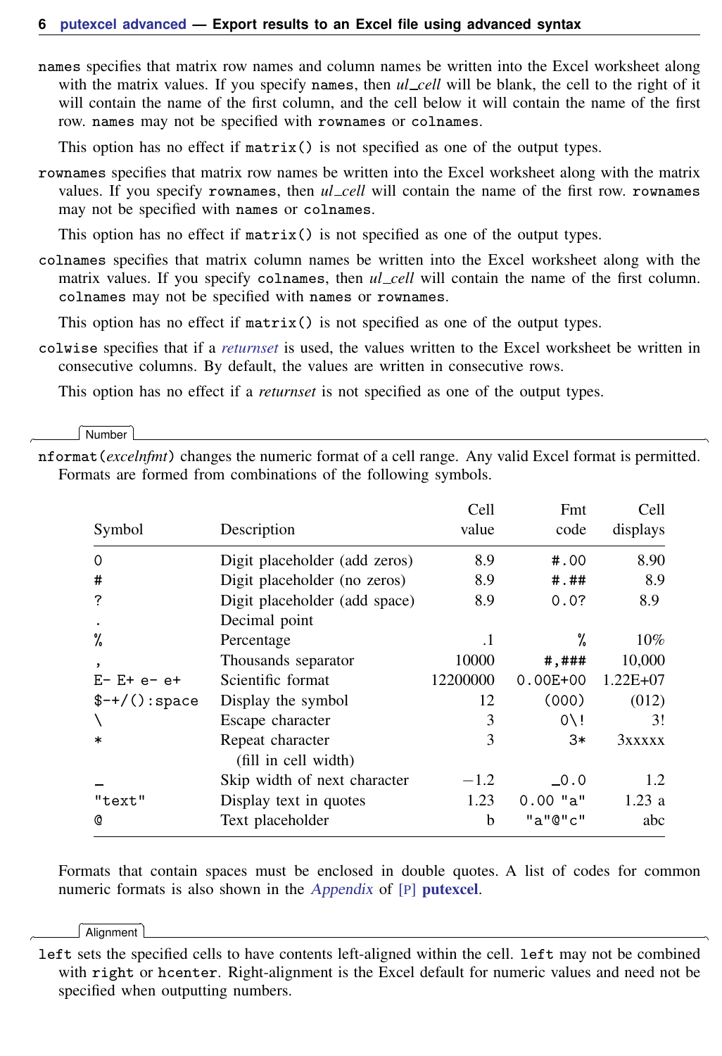**names** specifies that matrix row names and column names be written into the Excel worksheet along with the matrix values. If you specify **names**, then *ul_cell* will be blank, the cell to the right of it will contain the name of the first column, and the cell below it will contain the name of the first row. **names** may not be specified with **rownames** or **colnames**.

This option has no effect if **matrix()** is not specified as one of the output types.

**rownames** specifies that matrix row names be written into the Excel worksheet along with the matrix values. If you specify **rownames**, then *ul_cell* will contain the name of the first row. **rownames** may not be specified with **names** or **colnames**.

This option has no effect if **matrix()** is not specified as one of the output types.

**colnames** specifies that matrix column names be written into the Excel worksheet along with the matrix values. If you specify **colnames**, then *ul_cell* will contain the name of the first column. **colnames** may not be specified with **names** or **rownames**.

This option has no effect if **matrix()** is not specified as one of the output types.

**colwise** specifies that if a *returnset* is used, the values written to the Excel worksheet be written in consecutive columns. By default, the values are written in consecutive rows.

This option has no effect if a *returnset* is not specified as one of the output types.

### Number

**nformat(***excelnfmt***)** changes the numeric format of a cell range. Any valid Excel format is permitted. Formats are formed from combinations of the following symbols.

| Symbol | Description | Cell value | Fmt code | Cell displays |
|---|---|---|---|---|
| `0` | Digit placeholder (add zeros) | 8.9 | `#.00` | 8.90 |
| `#` | Digit placeholder (no zeros) | 8.9 | `#.##` | 8.9 |
| `?` | Digit placeholder (add space) | 8.9 | `0.0?` | 8.9 |
| `.` | Decimal point | | | |
| `%` | Percentage | .1 | `%` | 10% |
| `,` | Thousands separator | 10000 | `#,###` | 10,000 |
| `E- E+ e- e+` | Scientific format | 12200000 | `0.00E+00` | 1.22E+07 |
| `$-+/():space` | Display the symbol | 12 | `(000)` | (012) |
| `\` | Escape character | 3 | `0\!` | 3! |
| `*` | Repeat character (fill in cell width) | 3 | `3*` | 3xxxxx |
| `_` | Skip width of next character | −1.2 | `_0.0` | 1.2 |
| `"text"` | Display text in quotes | 1.23 | `0.00 "a"` | 1.23 a |
| `@` | Text placeholder | b | `"a"@"c"` | abc |

Formats that contain spaces must be enclosed in double quotes. A list of codes for common numeric formats is also shown in the *Appendix* of [P] **putexcel**.

### Alignment

**left** sets the specified cells to have contents left-aligned within the cell. **left** may not be combined with **right** or **hcenter**. Right-alignment is the Excel default for numeric values and need not be specified when outputting numbers.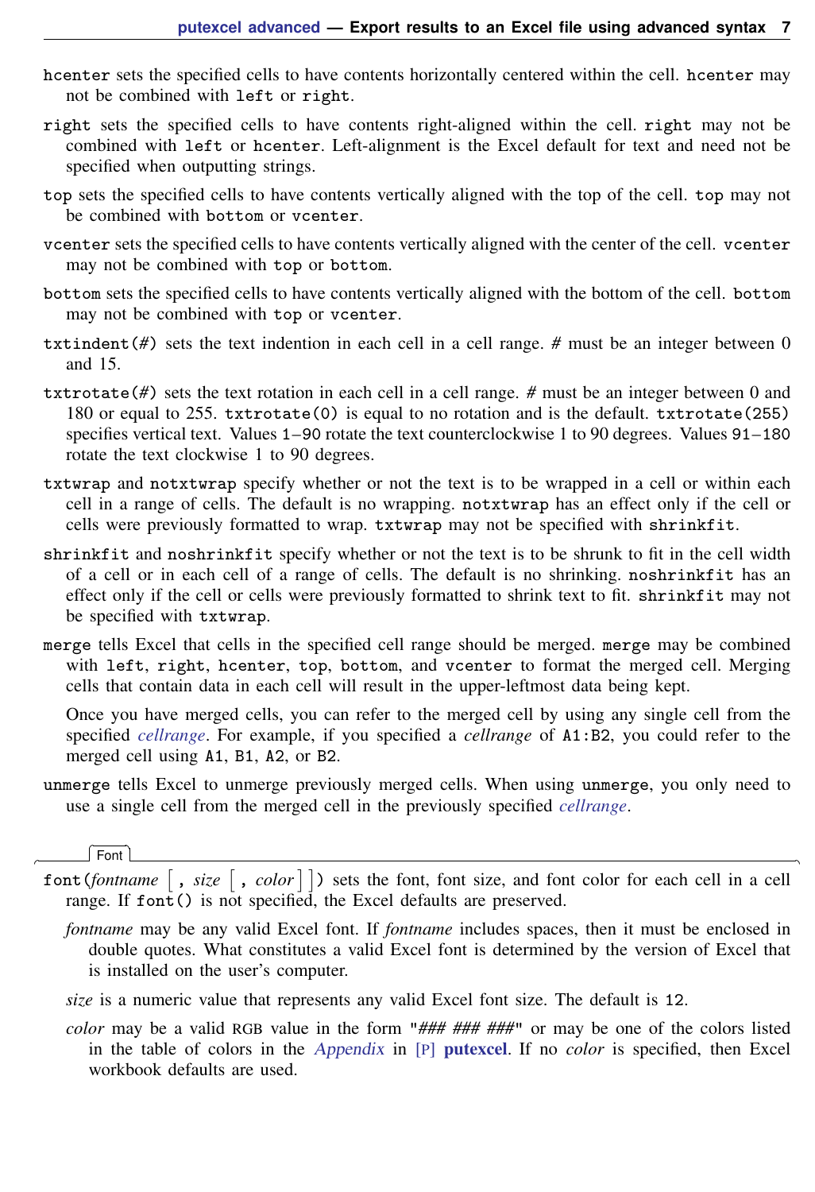`hcenter` sets the specified cells to have contents horizontally centered within the cell. `hcenter` may not be combined with `left` or `right`.

`right` sets the specified cells to have contents right-aligned within the cell. `right` may not be combined with `left` or `hcenter`. Left-alignment is the Excel default for text and need not be specified when outputting strings.

`top` sets the specified cells to have contents vertically aligned with the top of the cell. `top` may not be combined with `bottom` or `vcenter`.

`vcenter` sets the specified cells to have contents vertically aligned with the center of the cell. `vcenter` may not be combined with `top` or `bottom`.

`bottom` sets the specified cells to have contents vertically aligned with the bottom of the cell. `bottom` may not be combined with `top` or `vcenter`.

`txtindent(#)` sets the text indention in each cell in a cell range. # must be an integer between 0 and 15.

`txtrotate(#)` sets the text rotation in each cell in a cell range. # must be an integer between 0 and 180 or equal to 255. `txtrotate(0)` is equal to no rotation and is the default. `txtrotate(255)` specifies vertical text. Values `1–90` rotate the text counterclockwise 1 to 90 degrees. Values `91–180` rotate the text clockwise 1 to 90 degrees.

`txtwrap` and `notxtwrap` specify whether or not the text is to be wrapped in a cell or within each cell in a range of cells. The default is no wrapping. `notxtwrap` has an effect only if the cell or cells were previously formatted to wrap. `txtwrap` may not be specified with `shrinkfit`.

`shrinkfit` and `noshrinkfit` specify whether or not the text is to be shrunk to fit in the cell width of a cell or in each cell of a range of cells. The default is no shrinking. `noshrinkfit` has an effect only if the cell or cells were previously formatted to shrink text to fit. `shrinkfit` may not be specified with `txtwrap`.

`merge` tells Excel that cells in the specified cell range should be merged. `merge` may be combined with `left`, `right`, `hcenter`, `top`, `bottom`, and `vcenter` to format the merged cell. Merging cells that contain data in each cell will result in the upper-leftmost data being kept.

Once you have merged cells, you can refer to the merged cell by using any single cell from the specified *cellrange*. For example, if you specified a *cellrange* of `A1:B2`, you could refer to the merged cell using `A1`, `B1`, `A2`, or `B2`.

`unmerge` tells Excel to unmerge previously merged cells. When using `unmerge`, you only need to use a single cell from the merged cell in the previously specified *cellrange*.

### Font

`font(`*fontname* [ `,` *size* [ `,` *color* ] ]`)` sets the font, font size, and font color for each cell in a cell range. If `font()` is not specified, the Excel defaults are preserved.

*fontname* may be any valid Excel font. If *fontname* includes spaces, then it must be enclosed in double quotes. What constitutes a valid Excel font is determined by the version of Excel that is installed on the user's computer.

*size* is a numeric value that represents any valid Excel font size. The default is `12`.

*color* may be a valid RGB value in the form "*### ### ###*" or may be one of the colors listed in the table of colors in the *Appendix* in [P] **putexcel**. If no *color* is specified, then Excel workbook defaults are used.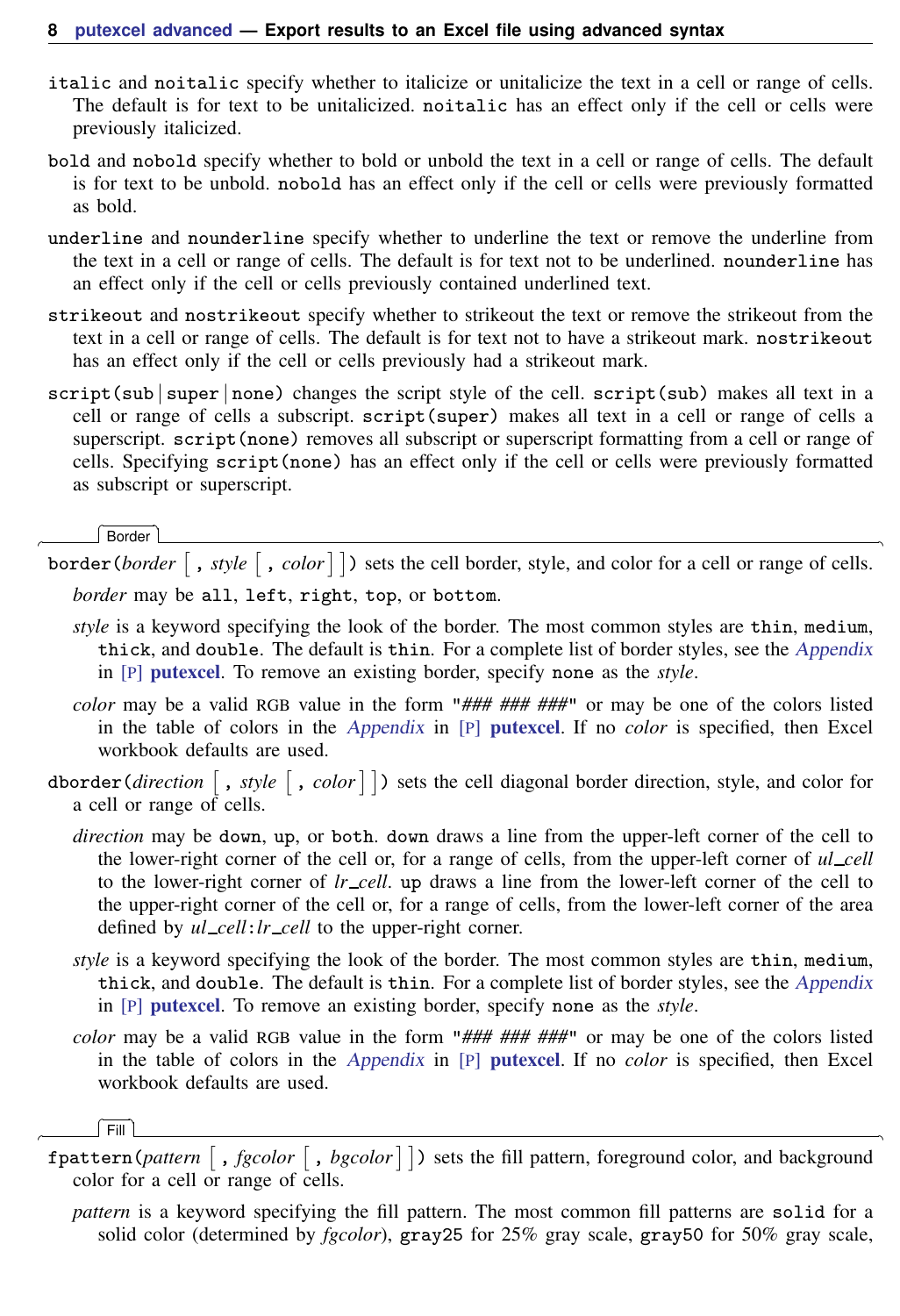`italic` and `noitalic` specify whether to italicize or unitalicize the text in a cell or range of cells. The default is for text to be unitalicized. `noitalic` has an effect only if the cell or cells were previously italicized.

`bold` and `nobold` specify whether to bold or unbold the text in a cell or range of cells. The default is for text to be unbold. `nobold` has an effect only if the cell or cells were previously formatted as bold.

`underline` and `nounderline` specify whether to underline the text or remove the underline from the text in a cell or range of cells. The default is for text not to be underlined. `nounderline` has an effect only if the cell or cells previously contained underlined text.

`strikeout` and `nostrikeout` specify whether to strikeout the text or remove the strikeout from the text in a cell or range of cells. The default is for text not to have a strikeout mark. `nostrikeout` has an effect only if the cell or cells previously had a strikeout mark.

`script(sub|super|none)` changes the script style of the cell. `script(sub)` makes all text in a cell or range of cells a subscript. `script(super)` makes all text in a cell or range of cells a superscript. `script(none)` removes all subscript or superscript formatting from a cell or range of cells. Specifying `script(none)` has an effect only if the cell or cells were previously formatted as subscript or superscript.

### Border

`border(`*border* [ `,` *style* [ `,` *color* ] ]`)` sets the cell border, style, and color for a cell or range of cells.

*border* may be `all`, `left`, `right`, `top`, or `bottom`.

*style* is a keyword specifying the look of the border. The most common styles are `thin`, `medium`, `thick`, and `double`. The default is `thin`. For a complete list of border styles, see the *Appendix* in [P] **putexcel**. To remove an existing border, specify `none` as the *style*.

*color* may be a valid RGB value in the form "*### ### ###*" or may be one of the colors listed in the table of colors in the *Appendix* in [P] **putexcel**. If no *color* is specified, then Excel workbook defaults are used.

`dborder(`*direction* [ `,` *style* [ `,` *color* ] ]`)` sets the cell diagonal border direction, style, and color for a cell or range of cells.

*direction* may be `down`, `up`, or `both`. `down` draws a line from the upper-left corner of the cell to the lower-right corner of the cell or, for a range of cells, from the upper-left corner of *ul_cell* to the lower-right corner of *lr_cell*. `up` draws a line from the lower-left corner of the cell to the upper-right corner of the cell or, for a range of cells, from the lower-left corner of the area defined by *ul_cell*:*lr_cell* to the upper-right corner.

*style* is a keyword specifying the look of the border. The most common styles are `thin`, `medium`, `thick`, and `double`. The default is `thin`. For a complete list of border styles, see the *Appendix* in [P] **putexcel**. To remove an existing border, specify `none` as the *style*.

*color* may be a valid RGB value in the form "*### ### ###*" or may be one of the colors listed in the table of colors in the *Appendix* in [P] **putexcel**. If no *color* is specified, then Excel workbook defaults are used.

### Fill

`fpattern(`*pattern* [ `,` *fgcolor* [ `,` *bgcolor* ] ]`)` sets the fill pattern, foreground color, and background color for a cell or range of cells.

*pattern* is a keyword specifying the fill pattern. The most common fill patterns are `solid` for a solid color (determined by *fgcolor*), `gray25` for 25% gray scale, `gray50` for 50% gray scale,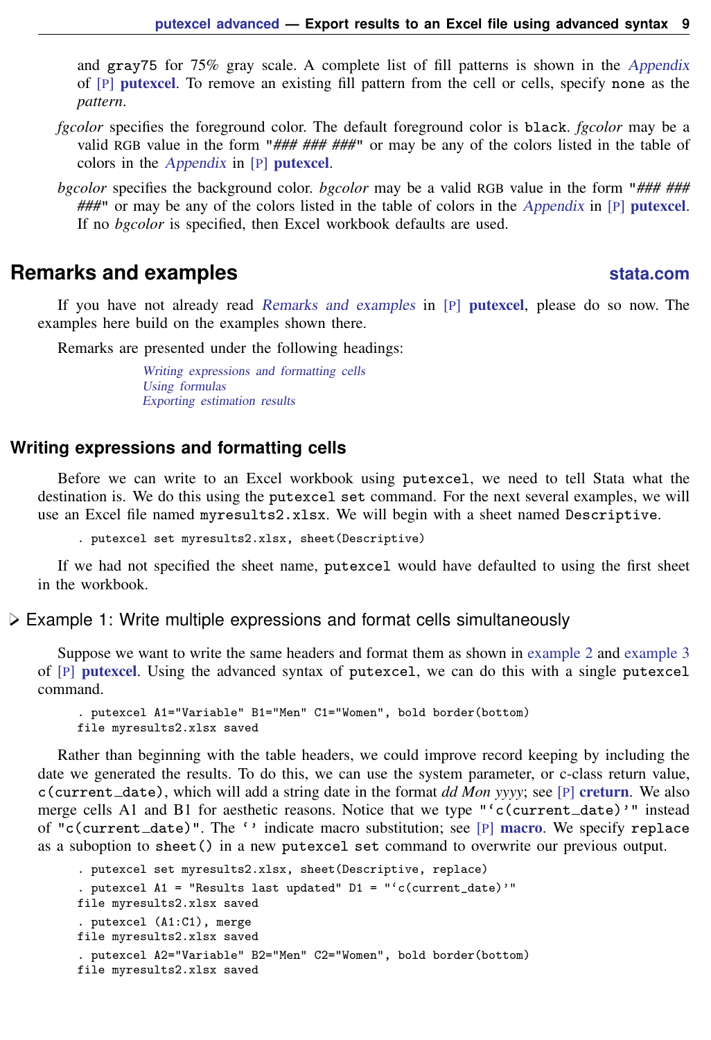and gray75 for 75% gray scale. A complete list of fill patterns is shown in the *Appendix* of [P] **putexcel**. To remove an existing fill pattern from the cell or cells, specify none as the *pattern*.

*fgcolor* specifies the foreground color. The default foreground color is black. *fgcolor* may be a valid RGB value in the form "*### ### ###*" or may be any of the colors listed in the table of colors in the *Appendix* in [P] **putexcel**.

*bgcolor* specifies the background color. *bgcolor* may be a valid RGB value in the form "*### ### ###*" or may be any of the colors listed in the table of colors in the *Appendix* in [P] **putexcel**. If no *bgcolor* is specified, then Excel workbook defaults are used.

## Remarks and examples

If you have not already read *Remarks and examples* in [P] **putexcel**, please do so now. The examples here build on the examples shown there.

Remarks are presented under the following headings:

*Writing expressions and formatting cells*
*Using formulas*
*Exporting estimation results*

### Writing expressions and formatting cells

Before we can write to an Excel workbook using putexcel, we need to tell Stata what the destination is. We do this using the putexcel set command. For the next several examples, we will use an Excel file named myresults2.xlsx. We will begin with a sheet named Descriptive.

```
. putexcel set myresults2.xlsx, sheet(Descriptive)
```

If we had not specified the sheet name, putexcel would have defaulted to using the first sheet in the workbook.

#### Example 1: Write multiple expressions and format cells simultaneously

Suppose we want to write the same headers and format them as shown in example 2 and example 3 of [P] **putexcel**. Using the advanced syntax of putexcel, we can do this with a single putexcel command.

```
. putexcel A1="Variable" B1="Men" C1="Women", bold border(bottom)
file myresults2.xlsx saved
```

Rather than beginning with the table headers, we could improve record keeping by including the date we generated the results. To do this, we can use the system parameter, or c-class return value, c(current_date), which will add a string date in the format *dd Mon yyyy*; see [P] **creturn**. We also merge cells A1 and B1 for aesthetic reasons. Notice that we type "‘c(current_date)’" instead of "c(current_date)". The ‘’ indicate macro substitution; see [P] **macro**. We specify replace as a suboption to sheet() in a new putexcel set command to overwrite our previous output.

```
. putexcel set myresults2.xlsx, sheet(Descriptive, replace)
. putexcel A1 = "Results last updated" D1 = "‘c(current_date)’"
file myresults2.xlsx saved
. putexcel (A1:C1), merge
file myresults2.xlsx saved
. putexcel A2="Variable" B2="Men" C2="Women", bold border(bottom)
file myresults2.xlsx saved
```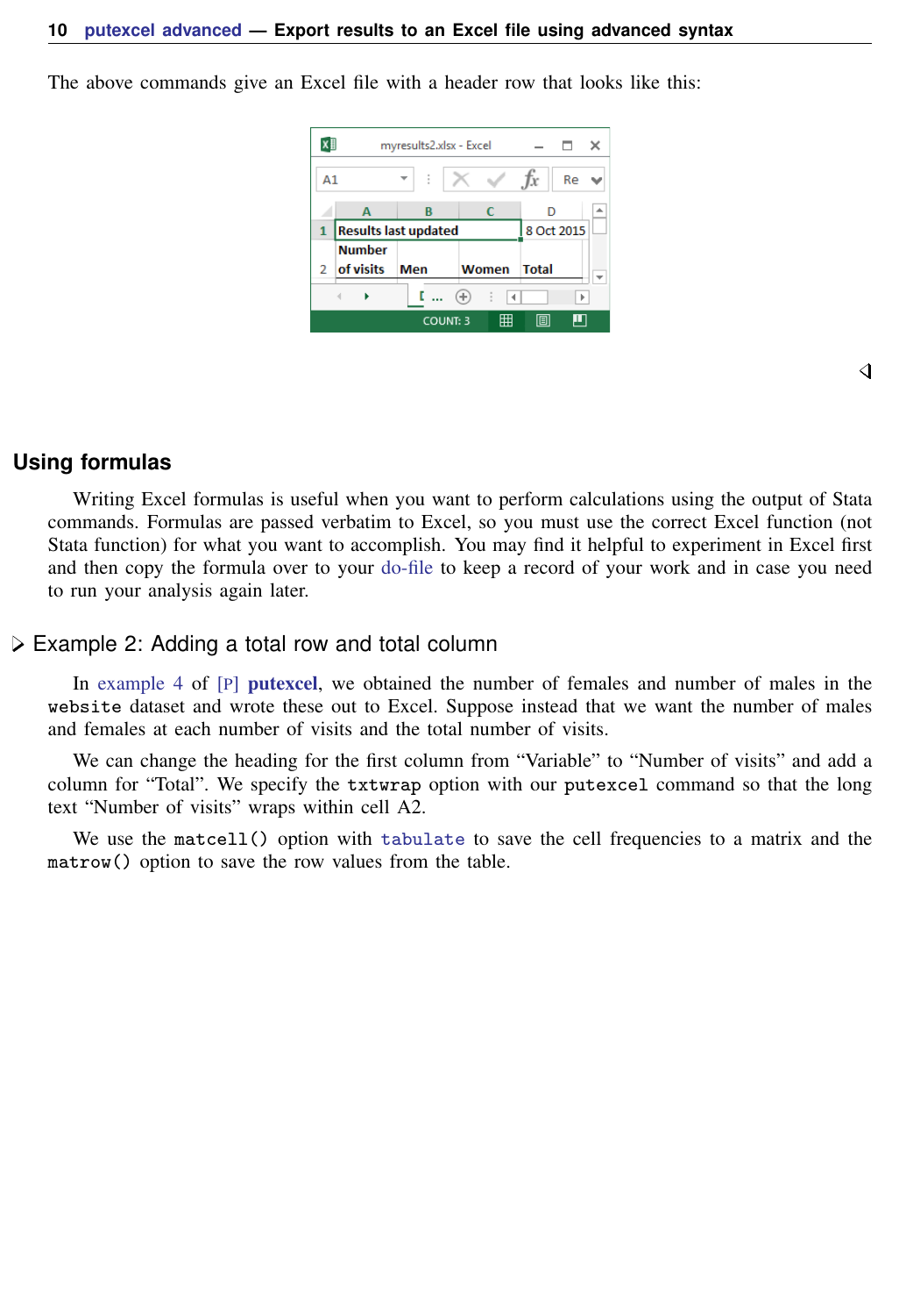The above commands give an Excel file with a header row that looks like this:

| | A | B | C | D |
|---|---|---|---|---|
| 1 | Results last updated | | | 8 Oct 2015 |
| 2 | Number of visits | Men | Women | Total |

◁

## Using formulas

Writing Excel formulas is useful when you want to perform calculations using the output of Stata commands. Formulas are passed verbatim to Excel, so you must use the correct Excel function (not Stata function) for what you want to accomplish. You may find it helpful to experiment in Excel first and then copy the formula over to your do-file to keep a record of your work and in case you need to run your analysis again later.

### ▷ Example 2: Adding a total row and total column

In example 4 of [P] **putexcel**, we obtained the number of females and number of males in the `website` dataset and wrote these out to Excel. Suppose instead that we want the number of males and females at each number of visits and the total number of visits.

We can change the heading for the first column from "Variable" to "Number of visits" and add a column for "Total". We specify the `txtwrap` option with our `putexcel` command so that the long text "Number of visits" wraps within cell A2.

We use the `matcell()` option with `tabulate` to save the cell frequencies to a matrix and the `matrow()` option to save the row values from the table.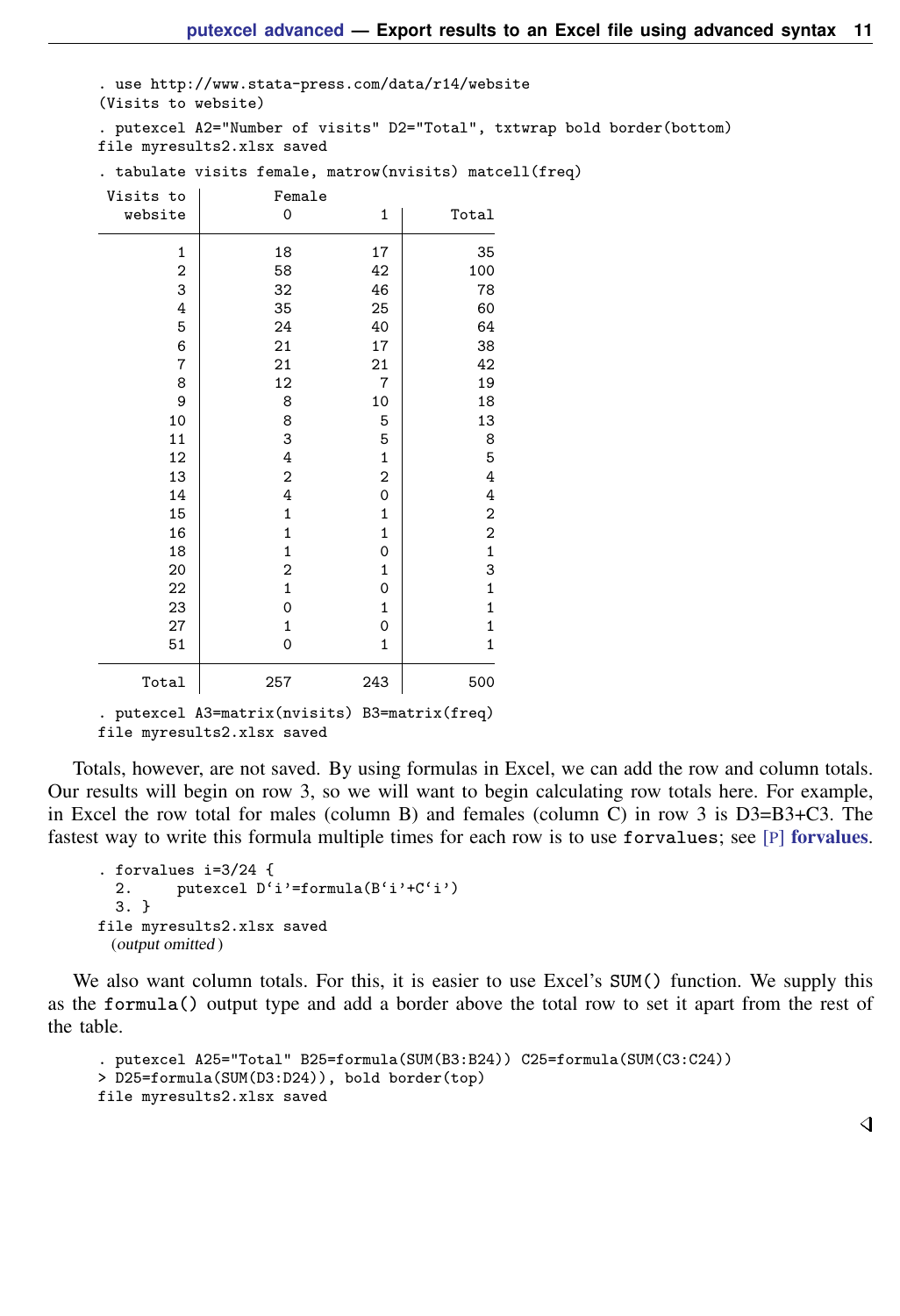```
. use http://www.stata-press.com/data/r14/website
(Visits to website)
. putexcel A2="Number of visits" D2="Total", txtwrap bold border(bottom)
file myresults2.xlsx saved
. tabulate visits female, matrow(nvisits) matcell(freq)

  Visits to |        Female
    website |         0          1 |     Total
------------+----------------------+----------
          1 |        18         17 |        35 
          2 |        58         42 |       100 
          3 |        32         46 |        78 
          4 |        35         25 |        60 
          5 |        24         40 |        64 
          6 |        21         17 |        38 
          7 |        21         21 |        42 
          8 |        12          7 |        19 
          9 |         8         10 |        18 
         10 |         8          5 |        13 
         11 |         3          5 |         8 
         12 |         4          1 |         5 
         13 |         2          2 |         4 
         14 |         4          0 |         4 
         15 |         1          1 |         2 
         16 |         1          1 |         2 
         18 |         1          0 |         1 
         20 |         2          1 |         3 
         22 |         1          0 |         1 
         23 |         0          1 |         1 
         27 |         1          0 |         1 
         51 |         0          1 |         1 
------------+----------------------+----------
      Total |       257        243 |       500 

. putexcel A3=matrix(nvisits) B3=matrix(freq)
file myresults2.xlsx saved
```

Totals, however, are not saved. By using formulas in Excel, we can add the row and column totals. Our results will begin on row 3, so we will want to begin calculating row totals here. For example, in Excel the row total for males (column B) and females (column C) in row 3 is D3=B3+C3. The fastest way to write this formula multiple times for each row is to use `forvalues`; see [P] **forvalues**.

```
. forvalues i=3/24 {
  2.     putexcel D`i'=formula(B`i'+C`i')
  3. }
file myresults2.xlsx saved
  (output omitted)
```

We also want column totals. For this, it is easier to use Excel's `SUM()` function. We supply this as the `formula()` output type and add a border above the total row to set it apart from the rest of the table.

```
. putexcel A25="Total" B25=formula(SUM(B3:B24)) C25=formula(SUM(C3:C24))
> D25=formula(SUM(D3:D24)), bold border(top)
file myresults2.xlsx saved
```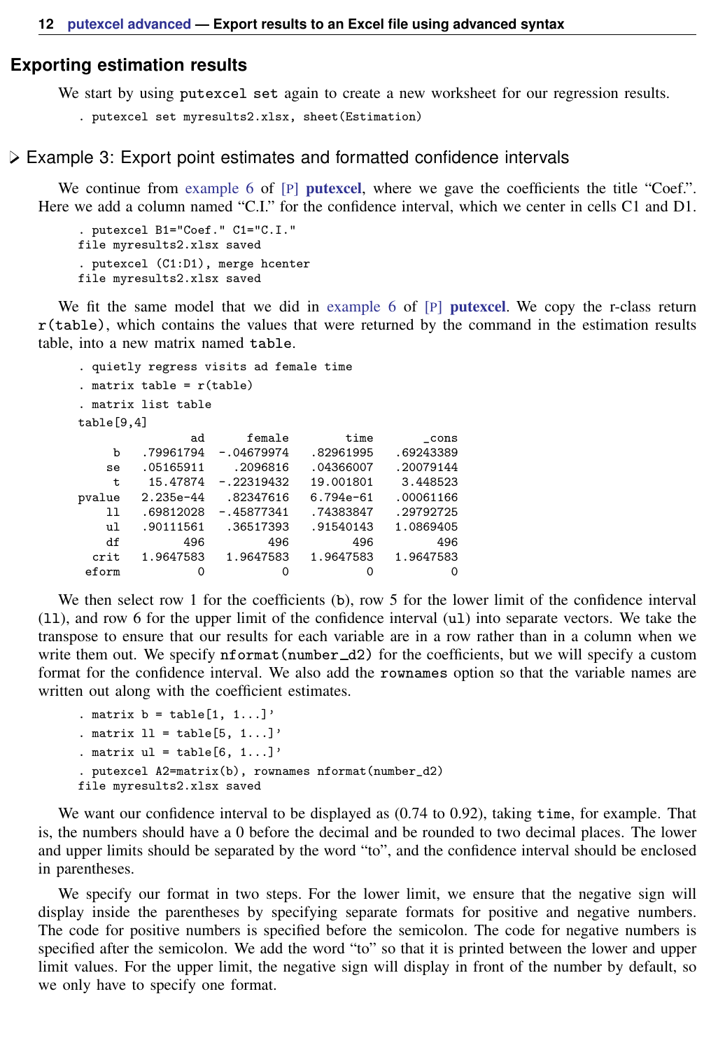## Exporting estimation results

We start by using `putexcel set` again to create a new worksheet for our regression results.

```
. putexcel set myresults2.xlsx, sheet(Estimation)
```

### ▷ Example 3: Export point estimates and formatted confidence intervals

We continue from example 6 of [P] **putexcel**, where we gave the coefficients the title "Coef.". Here we add a column named "C.I." for the confidence interval, which we center in cells C1 and D1.

```
. putexcel B1="Coef." C1="C.I."
file myresults2.xlsx saved
. putexcel (C1:D1), merge hcenter
file myresults2.xlsx saved
```

We fit the same model that we did in example 6 of [P] **putexcel**. We copy the r-class return `r(table)`, which contains the values that were returned by the command in the estimation results table, into a new matrix named `table`.

```
. quietly regress visits ad female time
. matrix table = r(table)
. matrix list table
table[9,4]
               ad      female        time       _cons
     b  .79961794  -.04679974   .82961995   .69243389
    se  .05165911    .2096816   .04366007   .20079144
     t   15.47874  -.22319432   19.001801    3.448523
pvalue  2.235e-44   .82347616   6.794e-61   .00061166
    ll  .69812028  -.45877341   .74383847   .29792725
    ul  .90111561   .36517393   .91540143   1.0869405
    df        496         496         496         496
  crit  1.9647583   1.9647583   1.9647583   1.9647583
 eform          0           0           0           0
```

We then select row 1 for the coefficients (`b`), row 5 for the lower limit of the confidence interval (`ll`), and row 6 for the upper limit of the confidence interval (`ul`) into separate vectors. We take the transpose to ensure that our results for each variable are in a row rather than in a column when we write them out. We specify `nformat(number_d2)` for the coefficients, but we will specify a custom format for the confidence interval. We also add the `rownames` option so that the variable names are written out along with the coefficient estimates.

```
. matrix b = table[1, 1...]'
. matrix ll = table[5, 1...]'
. matrix ul = table[6, 1...]'
. putexcel A2=matrix(b), rownames nformat(number_d2)
file myresults2.xlsx saved
```

We want our confidence interval to be displayed as (0.74 to 0.92), taking `time`, for example. That is, the numbers should have a 0 before the decimal and be rounded to two decimal places. The lower and upper limits should be separated by the word "to", and the confidence interval should be enclosed in parentheses.

We specify our format in two steps. For the lower limit, we ensure that the negative sign will display inside the parentheses by specifying separate formats for positive and negative numbers. The code for positive numbers is specified before the semicolon. The code for negative numbers is specified after the semicolon. We add the word "to" so that it is printed between the lower and upper limit values. For the upper limit, the negative sign will display in front of the number by default, so we only have to specify one format.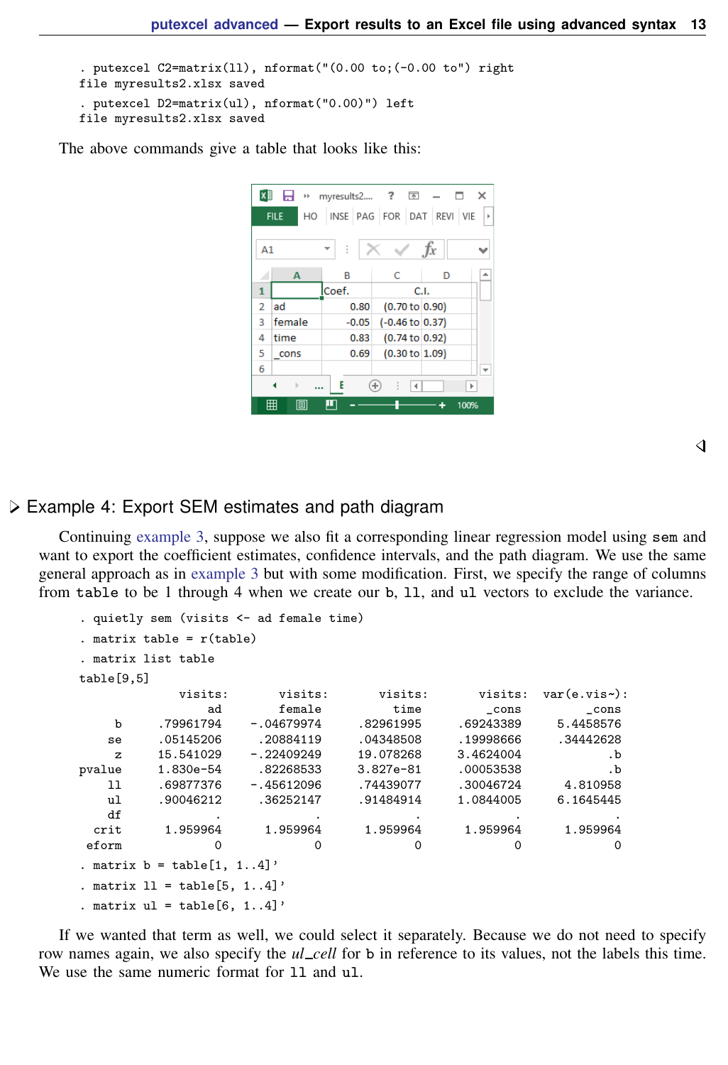```
. putexcel C2=matrix(ll), nformat("(0.00 to;(-0.00 to") right
file myresults2.xlsx saved
. putexcel D2=matrix(ul), nformat("0.00)") left
file myresults2.xlsx saved
```

The above commands give a table that looks like this:

|   | A | B | C | D |
|---|---|---|---|---|
| 1 |  | Coef. | C.I. |  |
| 2 | ad | 0.80 | (0.70 to | 0.90) |
| 3 | female | -0.05 | (-0.46 to | 0.37) |
| 4 | time | 0.83 | (0.74 to | 0.92) |
| 5 | _cons | 0.69 | (0.30 to | 1.09) |
| 6 |  |  |  |  |

## Example 4: Export SEM estimates and path diagram

Continuing example 3, suppose we also fit a corresponding linear regression model using `sem` and want to export the coefficient estimates, confidence intervals, and the path diagram. We use the same general approach as in example 3 but with some modification. First, we specify the range of columns from `table` to be 1 through 4 when we create our `b`, `ll`, and `ul` vectors to exclude the variance.

```
. quietly sem (visits <- ad female time)
. matrix table = r(table)
. matrix list table
table[9,5]
            visits:      visits:      visits:      visits:  var(e.vis~):
                ad       female         time        _cons        _cons
     b   .79961794   -.04679974    .82961995    .69243389    5.4458576
    se   .05145206    .20884119    .04348508    .19998666    .34442628
     z   15.541029   -.22409249    19.078268    3.4624004           .b
pvalue   1.830e-54    .82268533    3.827e-81    .00053538           .b
    ll   .69877376   -.45612096    .74439077    .30046724     4.810958
    ul   .90046212    .36252147    .91484914    1.0844005    6.1645445
    df           .            .            .            .            .
  crit    1.959964     1.959964     1.959964     1.959964     1.959964
 eform           0            0            0            0            0
. matrix b = table[1, 1..4]'
. matrix ll = table[5, 1..4]'
. matrix ul = table[6, 1..4]'
```

If we wanted that term as well, we could select it separately. Because we do not need to specify row names again, we also specify the *ul_cell* for `b` in reference to its values, not the labels this time. We use the same numeric format for `ll` and `ul`.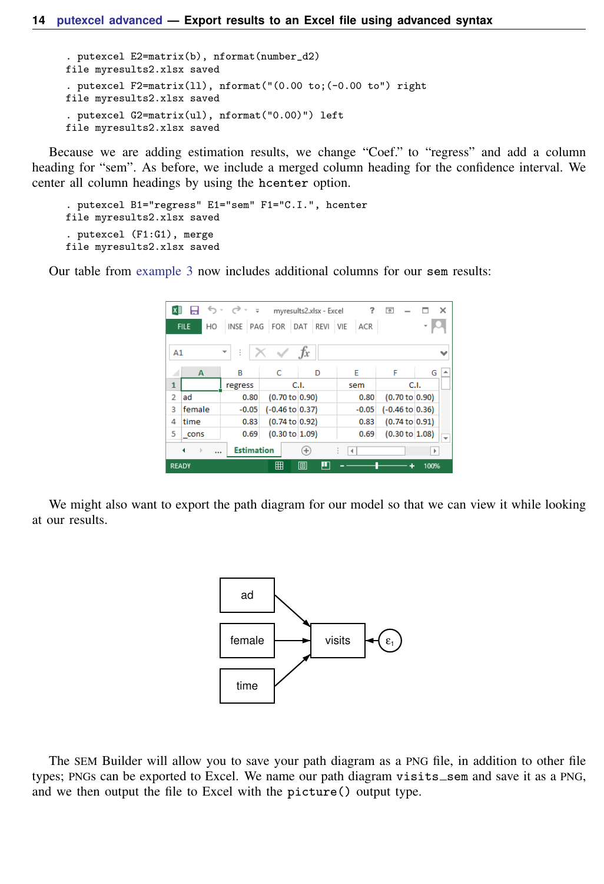```
. putexcel E2=matrix(b), nformat(number_d2)
file myresults2.xlsx saved
. putexcel F2=matrix(ll), nformat("(0.00 to;(-0.00 to") right
file myresults2.xlsx saved
. putexcel G2=matrix(ul), nformat("0.00)") left
file myresults2.xlsx saved
```

Because we are adding estimation results, we change "Coef." to "regress" and add a column heading for "sem". As before, we include a merged column heading for the confidence interval. We center all column headings by using the `hcenter` option.

```
. putexcel B1="regress" E1="sem" F1="C.I.", hcenter
file myresults2.xlsx saved
. putexcel (F1:G1), merge
file myresults2.xlsx saved
```

Our table from example 3 now includes additional columns for our `sem` results:

| | A | B | C | D | E | F | G |
|---|---|---|---|---|---|---|---|
| 1 | | regress | C.I. | | sem | C.I. | |
| 2 | ad | 0.80 | (0.70 to | 0.90) | 0.80 | (0.70 to | 0.90) |
| 3 | female | -0.05 | (-0.46 to | 0.37) | -0.05 | (-0.46 to | 0.36) |
| 4 | time | 0.83 | (0.74 to | 0.92) | 0.83 | (0.74 to | 0.91) |
| 5 | _cons | 0.69 | (0.30 to | 1.09) | 0.69 | (0.30 to | 1.08) |

We might also want to export the path diagram for our model so that we can view it while looking at our results.

The SEM Builder will allow you to save your path diagram as a PNG file, in addition to other file types; PNGs can be exported to Excel. We name our path diagram `visits_sem` and save it as a PNG, and we then output the file to Excel with the `picture()` output type.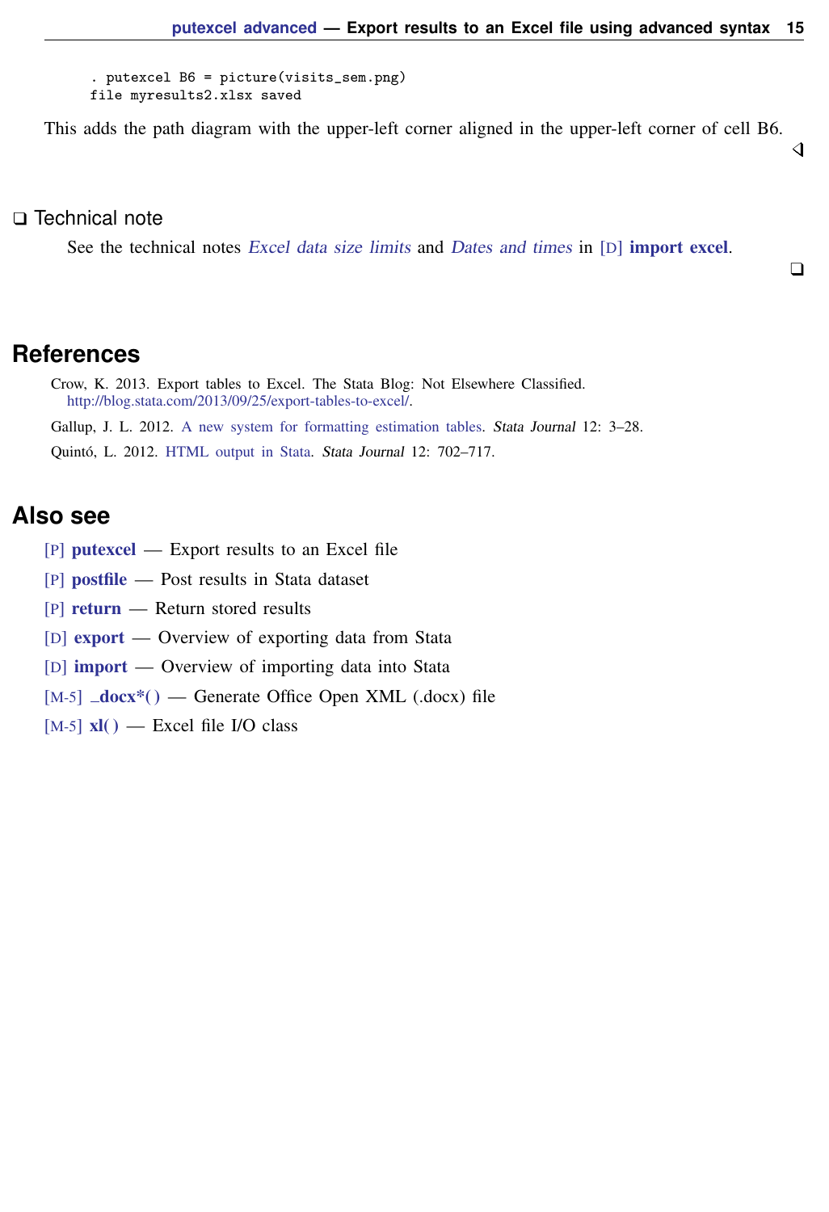```
. putexcel B6 = picture(visits_sem.png)
file myresults2.xlsx saved
```

This adds the path diagram with the upper-left corner aligned in the upper-left corner of cell B6.

### Technical note

See the technical notes *Excel data size limits* and *Dates and times* in [D] **import excel**.

## References

Crow, K. 2013. Export tables to Excel. The Stata Blog: Not Elsewhere Classified. http://blog.stata.com/2013/09/25/export-tables-to-excel/.

Gallup, J. L. 2012. A new system for formatting estimation tables. *Stata Journal* 12: 3–28.

Quintó, L. 2012. HTML output in Stata. *Stata Journal* 12: 702–717.

## Also see

[P] **putexcel** — Export results to an Excel file

[P] **postfile** — Post results in Stata dataset

[P] **return** — Return stored results

[D] **export** — Overview of exporting data from Stata

[D] **import** — Overview of importing data into Stata

[M-5] **_docx*()** — Generate Office Open XML (.docx) file

[M-5] **xl()** — Excel file I/O class